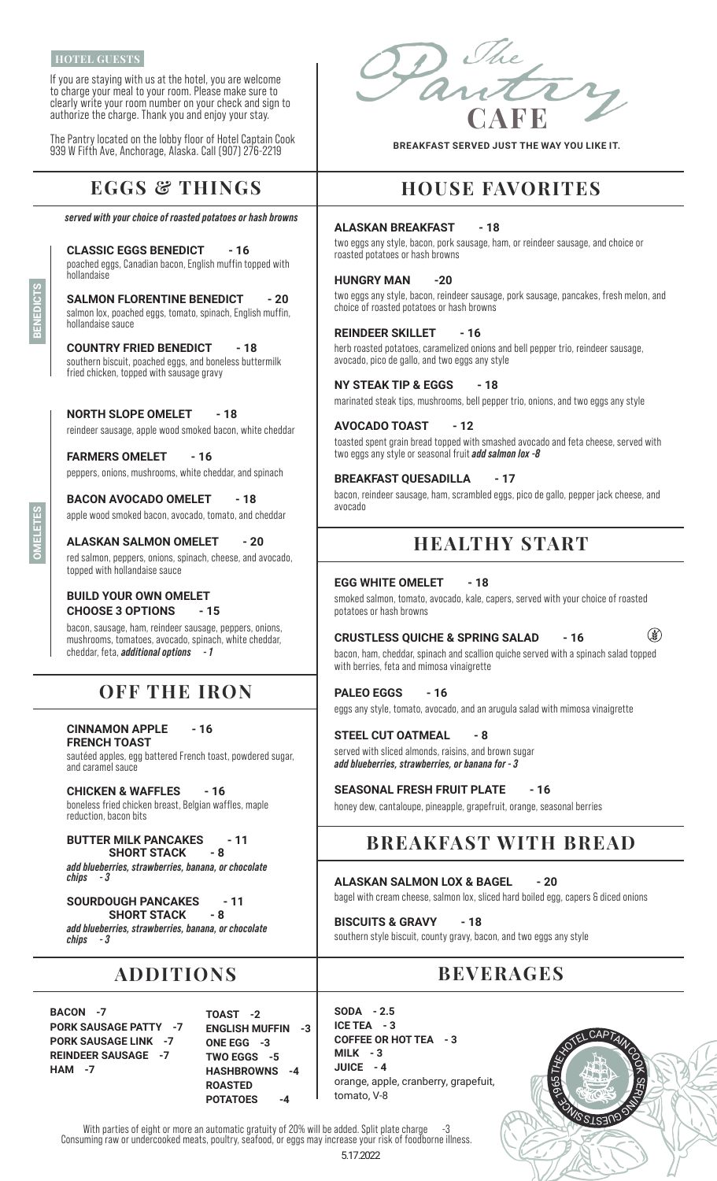**HOTEL GUESTS**

If you are staying with us at the hotel, you are welcome to charge your meal to your room. Please make sure to clearly write your room number on your check and sign to authorize the charge. Thank you and enjoy your stay.

The Pantry located on the lobby floor of Hotel Captain Cook 939 W Fifth Ave, Anchorage, Alaska. Call (907) 276-2219

# The Pantry CAFE

**BREAKFAST SERVED JUST THE WAY YOU LIKE IT.**

## EGGS & THINGS

***served with your choice of roasted potatoes or hash browns***

### BENEDICTS

**CLASSIC EGGS BENEDICT - 16**
poached eggs, Canadian bacon, English muffin topped with hollandaise

**SALMON FLORENTINE BENEDICT - 20**
salmon lox, poached eggs, tomato, spinach, English muffin, hollandaise sauce

**COUNTRY FRIED BENEDICT - 18**
southern biscuit, poached eggs, and boneless buttermilk fried chicken, topped with sausage gravy

### OMELETES

**NORTH SLOPE OMELET - 18**
reindeer sausage, apple wood smoked bacon, white cheddar

**FARMERS OMELET - 16**
peppers, onions, mushrooms, white cheddar, and spinach

**BACON AVOCADO OMELET - 18**
apple wood smoked bacon, avocado, tomato, and cheddar

**ALASKAN SALMON OMELET - 20**
red salmon, peppers, onions, spinach, cheese, and avocado, topped with hollandaise sauce

**BUILD YOUR OWN OMELET CHOOSE 3 OPTIONS - 15**
bacon, sausage, ham, reindeer sausage, peppers, onions, mushrooms, tomatoes, avocado, spinach, white cheddar, cheddar, feta, ***additional options - 1***

## OFF THE IRON

**CINNAMON APPLE FRENCH TOAST - 16**
sautéed apples, egg battered French toast, powdered sugar, and caramel sauce

**CHICKEN & WAFFLES - 16**
boneless fried chicken breast, Belgian waffles, maple reduction, bacon bits

**BUTTER MILK PANCAKES - 11**
**SHORT STACK - 8**
***add blueberries, strawberries, banana, or chocolate chips - 3***

**SOURDOUGH PANCAKES - 11**
**SHORT STACK - 8**
***add blueberries, strawberries, banana, or chocolate chips - 3***

## ADDITIONS

**BACON -7**
**PORK SAUSAGE PATTY -7**
**PORK SAUSAGE LINK -7**
**REINDEER SAUSAGE -7**
**HAM -7**
**TOAST -2**
**ENGLISH MUFFIN -3**
**ONE EGG -3**
**TWO EGGS -5**
**HASHBROWNS -4**
**ROASTED POTATOES -4**

## HOUSE FAVORITES

**ALASKAN BREAKFAST - 18**
two eggs any style, bacon, pork sausage, ham, or reindeer sausage, and choice or roasted potatoes or hash browns

**HUNGRY MAN -20**
two eggs any style, bacon, reindeer sausage, pork sausage, pancakes, fresh melon, and choice of roasted potatoes or hash browns

**REINDEER SKILLET - 16**
herb roasted potatoes, caramelized onions and bell pepper trio, reindeer sausage, avocado, pico de gallo, and two eggs any style

**NY STEAK TIP & EGGS - 18**
marinated steak tips, mushrooms, bell pepper trio, onions, and two eggs any style

**AVOCADO TOAST - 12**
toasted spent grain bread topped with smashed avocado and feta cheese, served with two eggs any style or seasonal fruit ***add salmon lox -8***

**BREAKFAST QUESADILLA - 17**
bacon, reindeer sausage, ham, scrambled eggs, pico de gallo, pepper jack cheese, and avocado

## HEALTHY START

**EGG WHITE OMELET - 18**
smoked salmon, tomato, avocado, kale, capers, served with your choice of roasted potatoes or hash browns

**CRUSTLESS QUICHE & SPRING SALAD - 16**
bacon, ham, cheddar, spinach and scallion quiche served with a spinach salad topped with berries, feta and mimosa vinaigrette

**PALEO EGGS - 16**
eggs any style, tomato, avocado, and an arugula salad with mimosa vinaigrette

**STEEL CUT OATMEAL - 8**
served with sliced almonds, raisins, and brown sugar
***add blueberries, strawberries, or banana for - 3***

**SEASONAL FRESH FRUIT PLATE - 16**
honey dew, cantaloupe, pineapple, grapefruit, orange, seasonal berries

## BREAKFAST WITH BREAD

**ALASKAN SALMON LOX & BAGEL - 20**
bagel with cream cheese, salmon lox, sliced hard boiled egg, capers & diced onions

**BISCUITS & GRAVY - 18**
southern style biscuit, county gravy, bacon, and two eggs any style

## BEVERAGES

**SODA - 2.5**
**ICE TEA - 3**
**COFFEE OR HOT TEA - 3**
**MILK - 3**
**JUICE - 4**
orange, apple, cranberry, grapefuit, tomato, V-8

HOTEL CAPTAIN COOK SERVING GUESTS SINCE 1965 THE

With parties of eight or more an automatic gratuity of 20% will be added. Split plate charge -3
Consuming raw or undercooked meats, poultry, seafood, or eggs may increase your risk of foodborne illness.

5.17.2022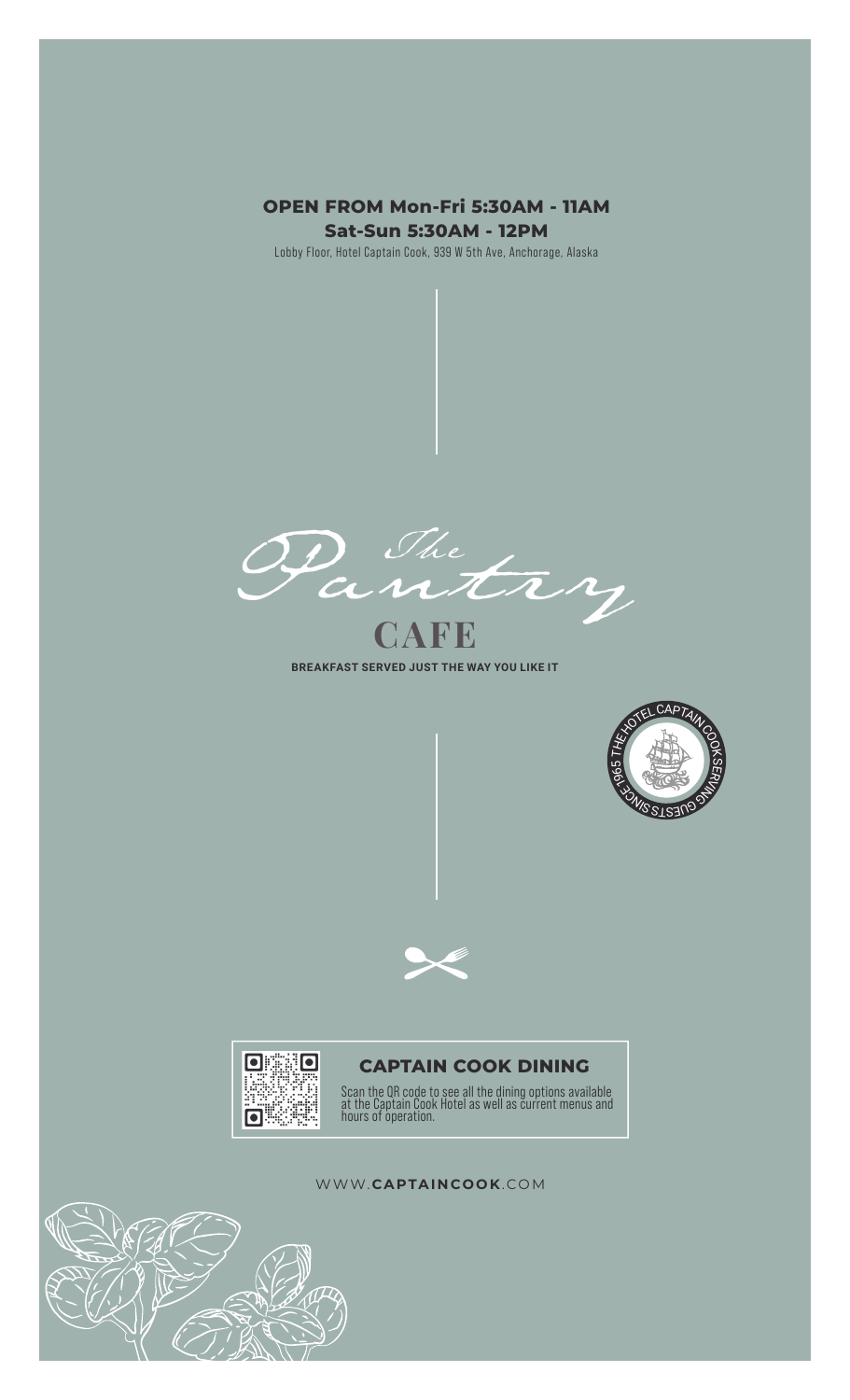**OPEN FROM Mon-Fri 5:30AM - 11AM**
**Sat-Sun 5:30AM - 12PM**

Lobby Floor, Hotel Captain Cook, 939 W 5th Ave, Anchorage, Alaska

# The Pantry CAFE

**BREAKFAST SERVED JUST THE WAY YOU LIKE IT**

THE HOTEL CAPTAIN COOK SERVING GUESTS SINCE 1965

## CAPTAIN COOK DINING

Scan the QR code to see all the dining options available at the Captain Cook Hotel as well as current menus and hours of operation.

WWW.**CAPTAINCOOK**.COM